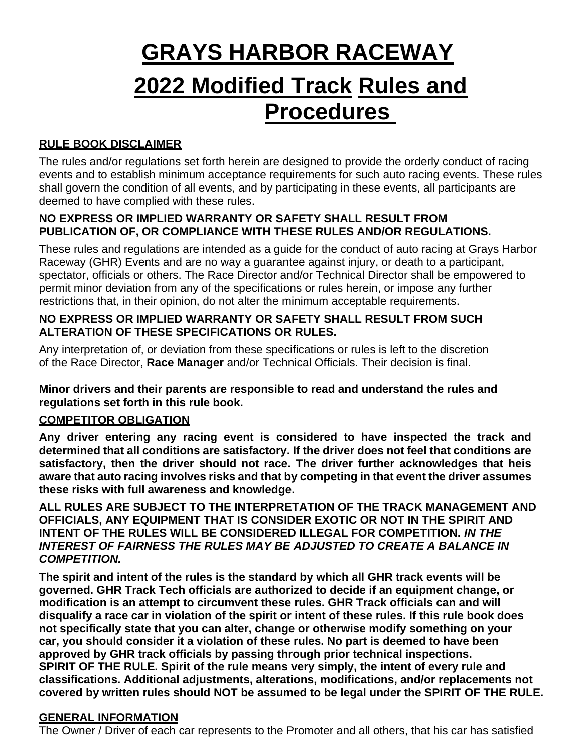# GRAYS HARBOR RACEWAY

# 2022 Modified Track Rules and Procedures

## RULE BOOK DISCLAIMER

The rules and/or regulations set forth herein are designed to provide the orderly conduct of racing events and to establish minimum acceptance requirements for such auto racing events. These rules shall govern the condition of all events, and by participating in these events, all participants are deemed to have complied with these rules.

**NO EXPRESS OR IMPLIED WARRANTY OR SAFETY SHALL RESULT FROM PUBLICATION OF, OR COMPLIANCE WITH THESE RULES AND/OR REGULATIONS.**

These rules and regulations are intended as a guide for the conduct of auto racing at Grays Harbor Raceway (GHR) Events and are no way a guarantee against injury, or death to a participant, spectator, officials or others. The Race Director and/or Technical Director shall be empowered to permit minor deviation from any of the specifications or rules herein, or impose any further restrictions that, in their opinion, do not alter the minimum acceptable requirements.

**NO EXPRESS OR IMPLIED WARRANTY OR SAFETY SHALL RESULT FROM SUCH ALTERATION OF THESE SPECIFICATIONS OR RULES.**

Any interpretation of, or deviation from these specifications or rules is left to the discretion of the Race Director, **Race Manager** and/or Technical Officials. Their decision is final.

**Minor drivers and their parents are responsible to read and understand the rules and regulations set forth in this rule book.**

## COMPETITOR OBLIGATION

**Any driver entering any racing event is considered to have inspected the track and determined that all conditions are satisfactory. If the driver does not feel that conditions are satisfactory, then the driver should not race. The driver further acknowledges that heis aware that auto racing involves risks and that by competing in that event the driver assumes these risks with full awareness and knowledge.**

**ALL RULES ARE SUBJECT TO THE INTERPRETATION OF THE TRACK MANAGEMENT AND OFFICIALS, ANY EQUIPMENT THAT IS CONSIDER EXOTIC OR NOT IN THE SPIRIT AND INTENT OF THE RULES WILL BE CONSIDERED ILLEGAL FOR COMPETITION. *IN THE INTEREST OF FAIRNESS THE RULES MAY BE ADJUSTED TO CREATE A BALANCE IN COMPETITION.***

**The spirit and intent of the rules is the standard by which all GHR track events will be governed. GHR Track Tech officials are authorized to decide if an equipment change, or modification is an attempt to circumvent these rules. GHR Track officials can and will disqualify a race car in violation of the spirit or intent of these rules. If this rule book does not specifically state that you can alter, change or otherwise modify something on your car, you should consider it a violation of these rules. No part is deemed to have been approved by GHR track officials by passing through prior technical inspections. SPIRIT OF THE RULE. Spirit of the rule means very simply, the intent of every rule and classifications. Additional adjustments, alterations, modifications, and/or replacements not covered by written rules should NOT be assumed to be legal under the SPIRIT OF THE RULE.**

## GENERAL INFORMATION

The Owner / Driver of each car represents to the Promoter and all others, that his car has satisfied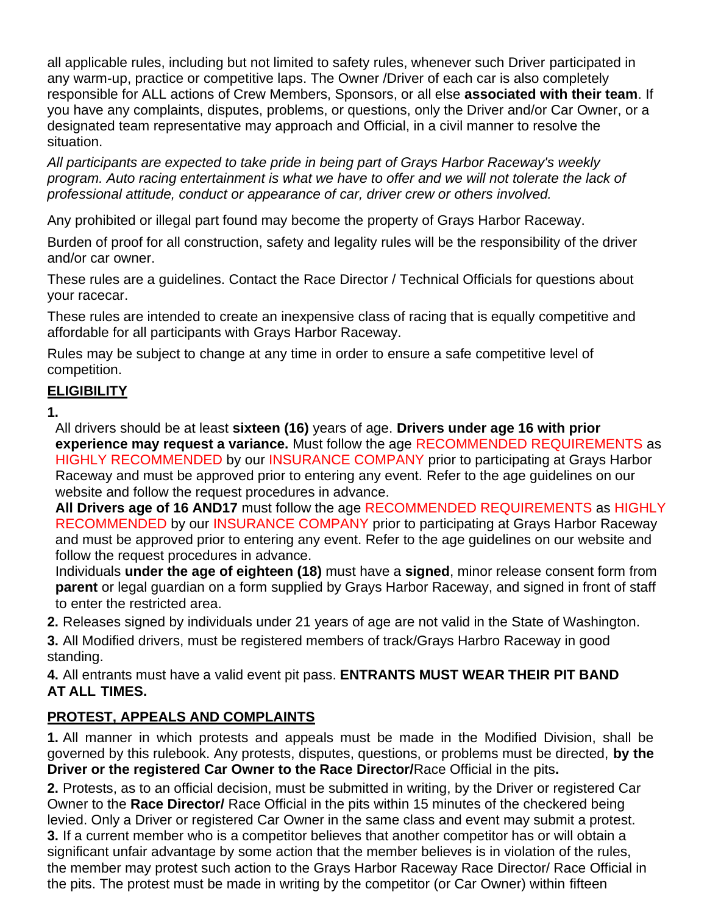all applicable rules, including but not limited to safety rules, whenever such Driver participated in any warm-up, practice or competitive laps. The Owner /Driver of each car is also completely responsible for ALL actions of Crew Members, Sponsors, or all else **associated with their team**. If you have any complaints, disputes, problems, or questions, only the Driver and/or Car Owner, or a designated team representative may approach and Official, in a civil manner to resolve the situation.

*All participants are expected to take pride in being part of Grays Harbor Raceway's weekly program. Auto racing entertainment is what we have to offer and we will not tolerate the lack of professional attitude, conduct or appearance of car, driver crew or others involved.*

Any prohibited or illegal part found may become the property of Grays Harbor Raceway.

Burden of proof for all construction, safety and legality rules will be the responsibility of the driver and/or car owner.

These rules are a guidelines. Contact the Race Director / Technical Officials for questions about your racecar.

These rules are intended to create an inexpensive class of racing that is equally competitive and affordable for all participants with Grays Harbor Raceway.

Rules may be subject to change at any time in order to ensure a safe competitive level of competition.

## ELIGIBILITY

**1.**

All drivers should be at least **sixteen (16)** years of age. **Drivers under age 16 with prior experience may request a variance.** Must follow the age RECOMMENDED REQUIREMENTS as HIGHLY RECOMMENDED by our INSURANCE COMPANY prior to participating at Grays Harbor Raceway and must be approved prior to entering any event. Refer to the age guidelines on our website and follow the request procedures in advance.

**All Drivers age of 16 AND17** must follow the age RECOMMENDED REQUIREMENTS as HIGHLY RECOMMENDED by our INSURANCE COMPANY prior to participating at Grays Harbor Raceway and must be approved prior to entering any event. Refer to the age guidelines on our website and follow the request procedures in advance.

Individuals **under the age of eighteen (18)** must have a **signed**, minor release consent form from **parent** or legal guardian on a form supplied by Grays Harbor Raceway, and signed in front of staff to enter the restricted area.

**2.** Releases signed by individuals under 21 years of age are not valid in the State of Washington.

**3.** All Modified drivers, must be registered members of track/Grays Harbro Raceway in good standing.

**4.** All entrants must have a valid event pit pass. **ENTRANTS MUST WEAR THEIR PIT BAND AT ALL TIMES.**

## PROTEST, APPEALS AND COMPLAINTS

**1.** All manner in which protests and appeals must be made in the Modified Division, shall be governed by this rulebook. Any protests, disputes, questions, or problems must be directed, **by the Driver or the registered Car Owner to the Race Director/**Race Official in the pits**.**

**2.** Protests, as to an official decision, must be submitted in writing, by the Driver or registered Car Owner to the **Race Director/** Race Official in the pits within 15 minutes of the checkered being levied. Only a Driver or registered Car Owner in the same class and event may submit a protest.

**3.** If a current member who is a competitor believes that another competitor has or will obtain a significant unfair advantage by some action that the member believes is in violation of the rules, the member may protest such action to the Grays Harbor Raceway Race Director/ Race Official in the pits. The protest must be made in writing by the competitor (or Car Owner) within fifteen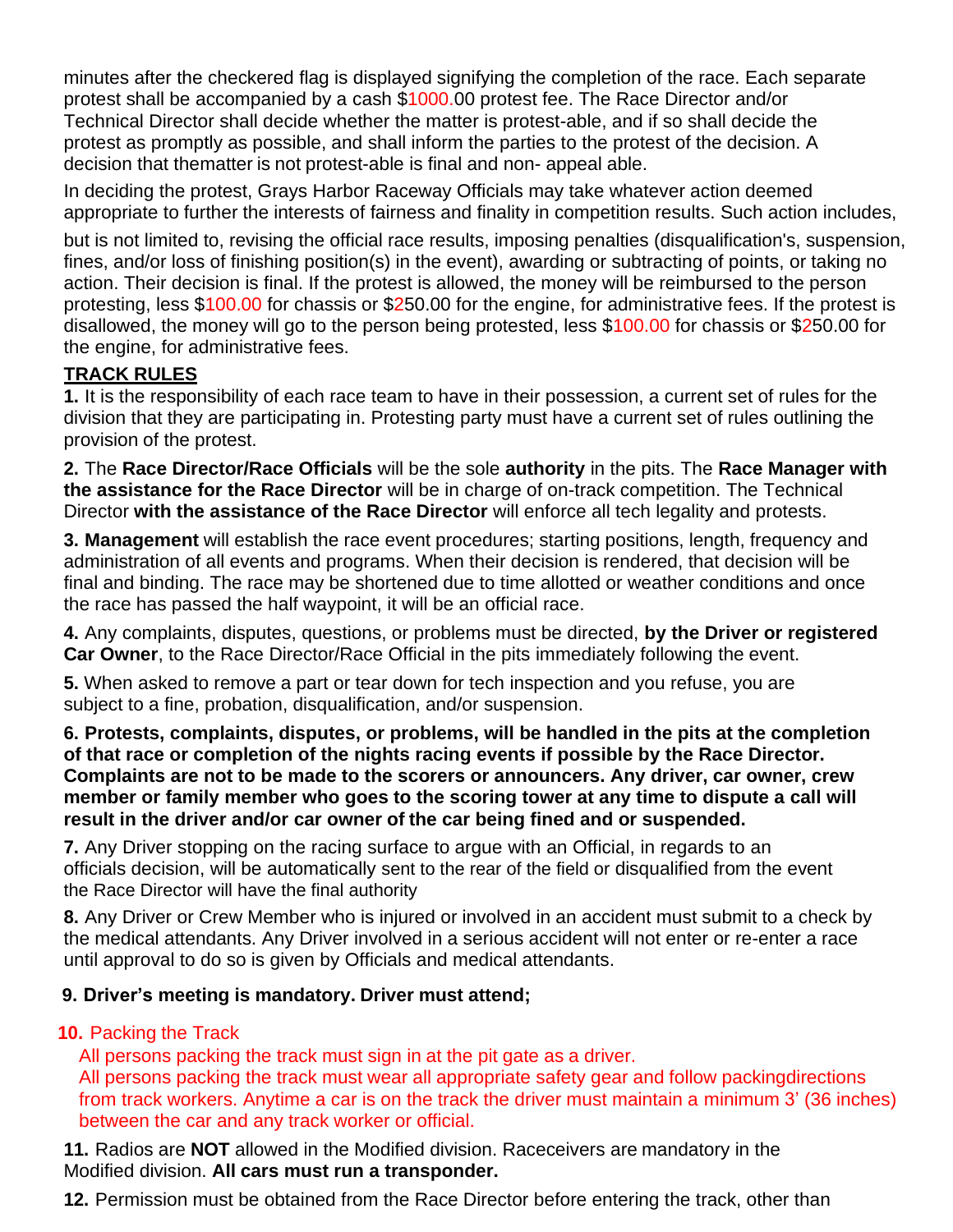minutes after the checkered flag is displayed signifying the completion of the race. Each separate protest shall be accompanied by a cash $1000.00 protest fee. The Race Director and/or Technical Director shall decide whether the matter is protest-able, and if so shall decide the protest as promptly as possible, and shall inform the parties to the protest of the decision. A decision that thematter is not protest-able is final and non- appeal able.

In deciding the protest, Grays Harbor Raceway Officials may take whatever action deemed appropriate to further the interests of fairness and finality in competition results. Such action includes, but is not limited to, revising the official race results, imposing penalties (disqualification's, suspension, fines, and/or loss of finishing position(s) in the event), awarding or subtracting of points, or taking no action. Their decision is final. If the protest is allowed, the money will be reimbursed to the person protesting, less $100.00 for chassis or $250.00 for the engine, for administrative fees. If the protest is disallowed, the money will go to the person being protested, less $100.00 for chassis or $250.00 for the engine, for administrative fees.

## TRACK RULES

**1.** It is the responsibility of each race team to have in their possession, a current set of rules for the division that they are participating in. Protesting party must have a current set of rules outlining the provision of the protest.

**2.** The **Race Director/Race Officials** will be the sole **authority** in the pits. The **Race Manager with the assistance for the Race Director** will be in charge of on-track competition. The Technical Director **with the assistance of the Race Director** will enforce all tech legality and protests.

**3. Management** will establish the race event procedures; starting positions, length, frequency and administration of all events and programs. When their decision is rendered, that decision will be final and binding. The race may be shortened due to time allotted or weather conditions and once the race has passed the half waypoint, it will be an official race.

**4.** Any complaints, disputes, questions, or problems must be directed, **by the Driver or registered Car Owner**, to the Race Director/Race Official in the pits immediately following the event.

**5.** When asked to remove a part or tear down for tech inspection and you refuse, you are subject to a fine, probation, disqualification, and/or suspension.

**6. Protests, complaints, disputes, or problems, will be handled in the pits at the completion of that race or completion of the nights racing events if possible by the Race Director. Complaints are not to be made to the scorers or announcers. Any driver, car owner, crew member or family member who goes to the scoring tower at any time to dispute a call will result in the driver and/or car owner of the car being fined and or suspended.**

**7.** Any Driver stopping on the racing surface to argue with an Official, in regards to an officials decision, will be automatically sent to the rear of the field or disqualified from the event the Race Director will have the final authority

**8.** Any Driver or Crew Member who is injured or involved in an accident must submit to a check by the medical attendants. Any Driver involved in a serious accident will not enter or re-enter a race until approval to do so is given by Officials and medical attendants.

**9. Driver's meeting is mandatory. Driver must attend;**

**10.** Packing the Track
All persons packing the track must sign in at the pit gate as a driver.
All persons packing the track must wear all appropriate safety gear and follow packingdirections from track workers. Anytime a car is on the track the driver must maintain a minimum 3' (36 inches) between the car and any track worker or official.

**11.** Radios are **NOT** allowed in the Modified division. Raceceivers are mandatory in the Modified division. **All cars must run a transponder.**

**12.** Permission must be obtained from the Race Director before entering the track, other than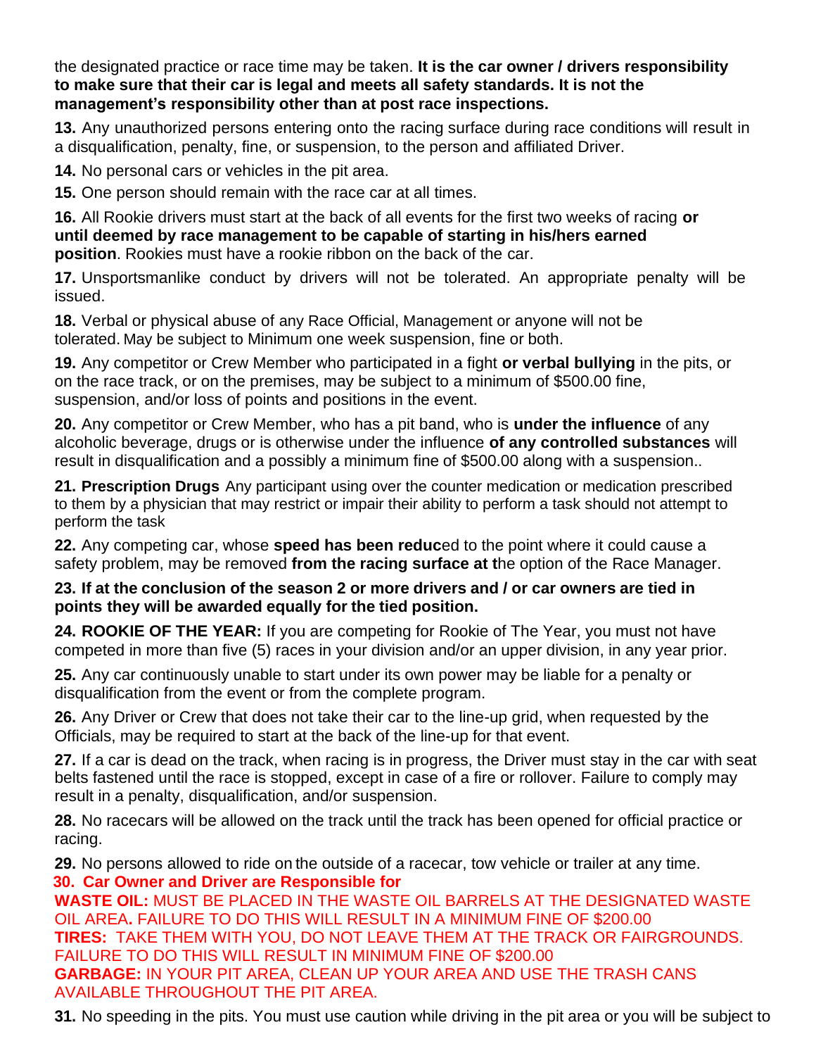the designated practice or race time may be taken. **It is the car owner / drivers responsibility to make sure that their car is legal and meets all safety standards. It is not the management's responsibility other than at post race inspections.**

**13.** Any unauthorized persons entering onto the racing surface during race conditions will result in a disqualification, penalty, fine, or suspension, to the person and affiliated Driver.

**14.** No personal cars or vehicles in the pit area.

**15.** One person should remain with the race car at all times.

**16.** All Rookie drivers must start at the back of all events for the first two weeks of racing **or until deemed by race management to be capable of starting in his/hers earned position**. Rookies must have a rookie ribbon on the back of the car.

**17.** Unsportsmanlike conduct by drivers will not be tolerated. An appropriate penalty will be issued.

**18.** Verbal or physical abuse of any Race Official, Management or anyone will not be tolerated. May be subject to Minimum one week suspension, fine or both.

**19.** Any competitor or Crew Member who participated in a fight **or verbal bullying** in the pits, or on the race track, or on the premises, may be subject to a minimum of $500.00 fine, suspension, and/or loss of points and positions in the event.

**20.** Any competitor or Crew Member, who has a pit band, who is **under the influence** of any alcoholic beverage, drugs or is otherwise under the influence **of any controlled substances** will result in disqualification and a possibly a minimum fine of $500.00 along with a suspension..

**21. Prescription Drugs** Any participant using over the counter medication or medication prescribed to them by a physician that may restrict or impair their ability to perform a task should not attempt to perform the task

**22.** Any competing car, whose **speed has been reduc**ed to the point where it could cause a safety problem, may be removed **from the racing surface at t**he option of the Race Manager.

**23. If at the conclusion of the season 2 or more drivers and / or car owners are tied in points they will be awarded equally for the tied position.**

**24. ROOKIE OF THE YEAR:** If you are competing for Rookie of The Year, you must not have competed in more than five (5) races in your division and/or an upper division, in any year prior.

**25.** Any car continuously unable to start under its own power may be liable for a penalty or disqualification from the event or from the complete program.

**26.** Any Driver or Crew that does not take their car to the line-up grid, when requested by the Officials, may be required to start at the back of the line-up for that event.

**27.** If a car is dead on the track, when racing is in progress, the Driver must stay in the car with seat belts fastened until the race is stopped, except in case of a fire or rollover. Failure to comply may result in a penalty, disqualification, and/or suspension.

**28.** No racecars will be allowed on the track until the track has been opened for official practice or racing.

**29.** No persons allowed to ride on the outside of a racecar, tow vehicle or trailer at any time.

**30. Car Owner and Driver are Responsible for**

**WASTE OIL:** MUST BE PLACED IN THE WASTE OIL BARRELS AT THE DESIGNATED WASTE OIL AREA**.** FAILURE TO DO THIS WILL RESULT IN A MINIMUM FINE OF $200.00

**TIRES:** TAKE THEM WITH YOU, DO NOT LEAVE THEM AT THE TRACK OR FAIRGROUNDS. FAILURE TO DO THIS WILL RESULT IN MINIMUM FINE OF $200.00

**GARBAGE:** IN YOUR PIT AREA, CLEAN UP YOUR AREA AND USE THE TRASH CANS AVAILABLE THROUGHOUT THE PIT AREA.

**31.** No speeding in the pits. You must use caution while driving in the pit area or you will be subject to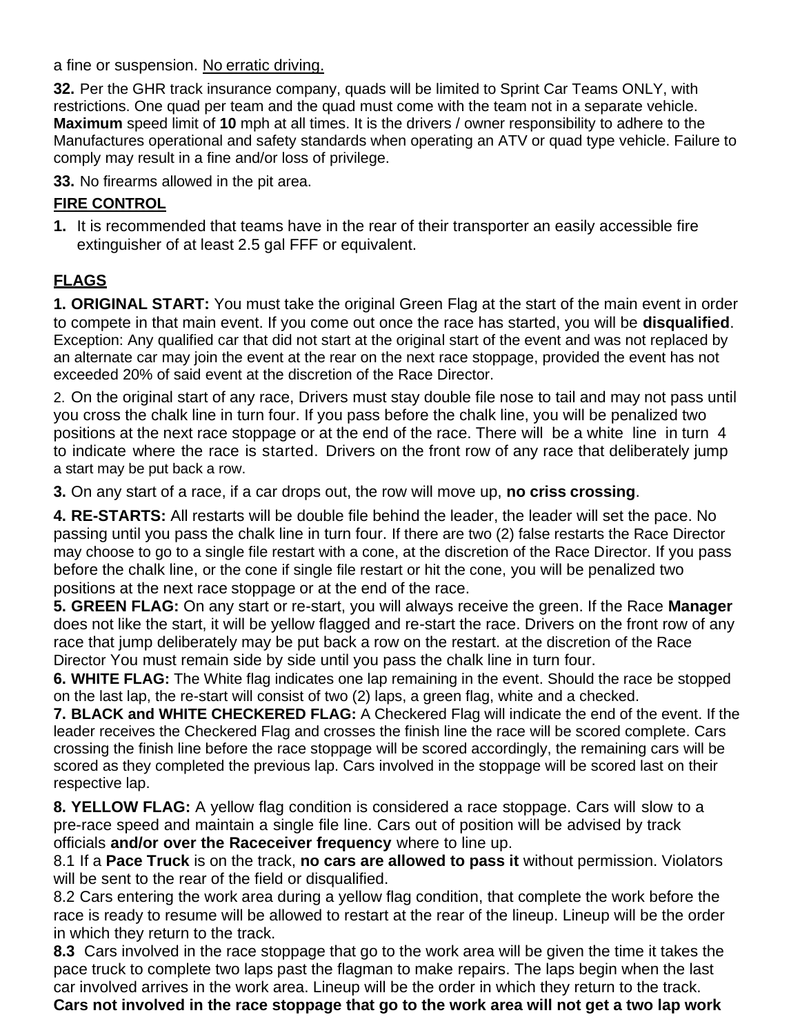a fine or suspension. No erratic driving.

**32.** Per the GHR track insurance company, quads will be limited to Sprint Car Teams ONLY, with restrictions. One quad per team and the quad must come with the team not in a separate vehicle. **Maximum** speed limit of **10** mph at all times. It is the drivers / owner responsibility to adhere to the Manufactures operational and safety standards when operating an ATV or quad type vehicle. Failure to comply may result in a fine and/or loss of privilege.

**33.** No firearms allowed in the pit area.

## FIRE CONTROL

**1.** It is recommended that teams have in the rear of their transporter an easily accessible fire extinguisher of at least 2.5 gal FFF or equivalent.

## FLAGS

**1. ORIGINAL START:** You must take the original Green Flag at the start of the main event in order to compete in that main event. If you come out once the race has started, you will be **disqualified**. Exception: Any qualified car that did not start at the original start of the event and was not replaced by an alternate car may join the event at the rear on the next race stoppage, provided the event has not exceeded 20% of said event at the discretion of the Race Director.

2. On the original start of any race, Drivers must stay double file nose to tail and may not pass until you cross the chalk line in turn four. If you pass before the chalk line, you will be penalized two positions at the next race stoppage or at the end of the race. There will be a white line in turn 4 to indicate where the race is started. Drivers on the front row of any race that deliberately jump a start may be put back a row.

**3.** On any start of a race, if a car drops out, the row will move up, **no criss crossing**.

**4. RE-STARTS:** All restarts will be double file behind the leader, the leader will set the pace. No passing until you pass the chalk line in turn four. If there are two (2) false restarts the Race Director may choose to go to a single file restart with a cone, at the discretion of the Race Director. If you pass before the chalk line, or the cone if single file restart or hit the cone, you will be penalized two positions at the next race stoppage or at the end of the race.

**5. GREEN FLAG:** On any start or re-start, you will always receive the green. If the Race **Manager** does not like the start, it will be yellow flagged and re-start the race. Drivers on the front row of any race that jump deliberately may be put back a row on the restart. at the discretion of the Race Director You must remain side by side until you pass the chalk line in turn four.

**6. WHITE FLAG:** The White flag indicates one lap remaining in the event. Should the race be stopped on the last lap, the re-start will consist of two (2) laps, a green flag, white and a checked.

**7. BLACK and WHITE CHECKERED FLAG:** A Checkered Flag will indicate the end of the event. If the leader receives the Checkered Flag and crosses the finish line the race will be scored complete. Cars crossing the finish line before the race stoppage will be scored accordingly, the remaining cars will be scored as they completed the previous lap. Cars involved in the stoppage will be scored last on their respective lap.

**8. YELLOW FLAG:** A yellow flag condition is considered a race stoppage. Cars will slow to a pre-race speed and maintain a single file line. Cars out of position will be advised by track officials **and/or over the Raceceiver frequency** where to line up.

8.1 If a **Pace Truck** is on the track, **no cars are allowed to pass it** without permission. Violators will be sent to the rear of the field or disqualified.

8.2 Cars entering the work area during a yellow flag condition, that complete the work before the race is ready to resume will be allowed to restart at the rear of the lineup. Lineup will be the order in which they return to the track.

**8.3** Cars involved in the race stoppage that go to the work area will be given the time it takes the pace truck to complete two laps past the flagman to make repairs. The laps begin when the last car involved arrives in the work area. Lineup will be the order in which they return to the track. **Cars not involved in the race stoppage that go to the work area will not get a two lap work**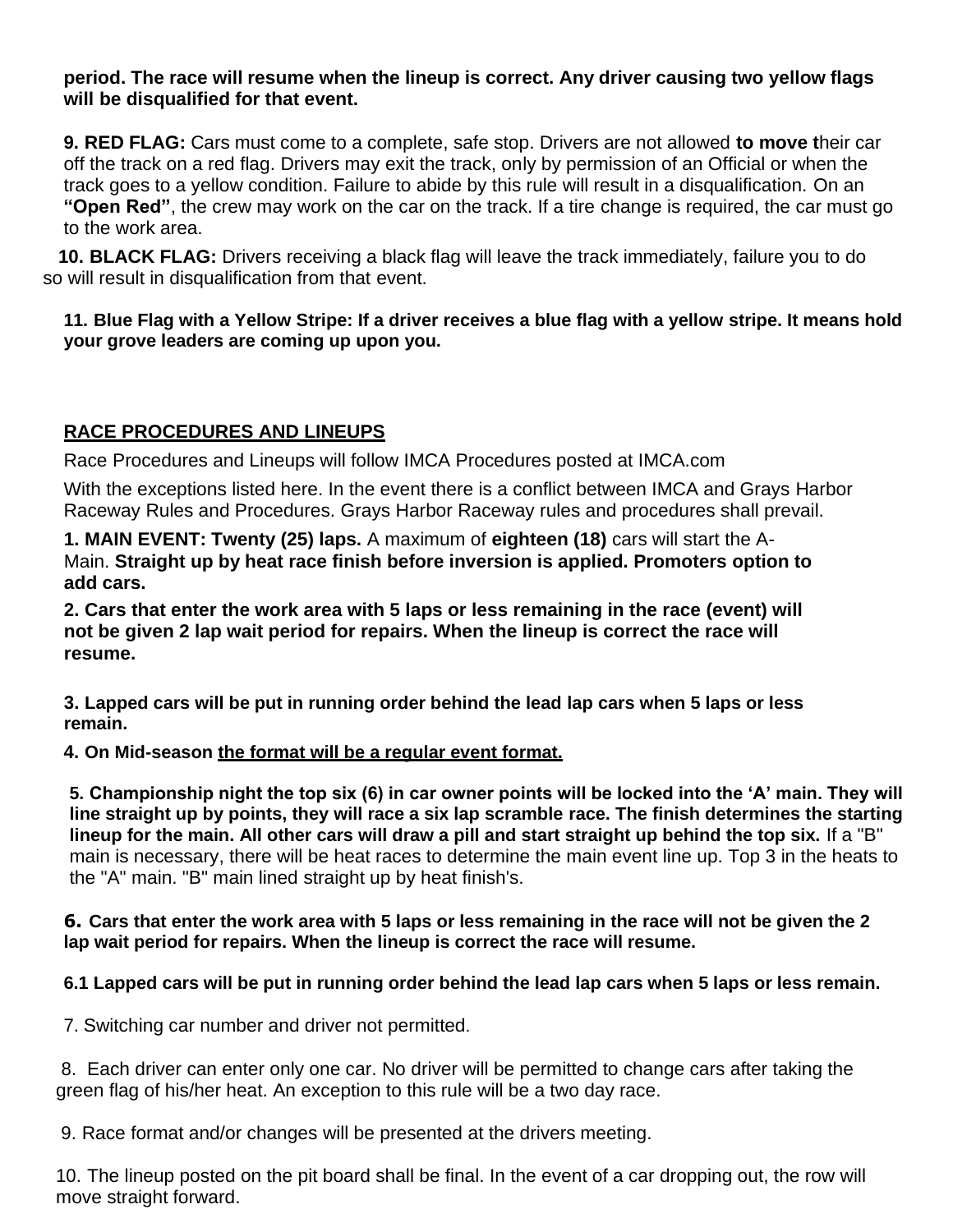**period. The race will resume when the lineup is correct. Any driver causing two yellow flags will be disqualified for that event.**

**9. RED FLAG:** Cars must come to a complete, safe stop. Drivers are not allowed **to move t**heir car off the track on a red flag. Drivers may exit the track, only by permission of an Official or when the track goes to a yellow condition. Failure to abide by this rule will result in a disqualification. On an **"Open Red"**, the crew may work on the car on the track. If a tire change is required, the car must go to the work area.

**10. BLACK FLAG:** Drivers receiving a black flag will leave the track immediately, failure you to do so will result in disqualification from that event.

**11. Blue Flag with a Yellow Stripe: If a driver receives a blue flag with a yellow stripe. It means hold your grove leaders are coming up upon you.**

**<u>RACE PROCEDURES AND LINEUPS</u>**

Race Procedures and Lineups will follow IMCA Procedures posted at IMCA.com

With the exceptions listed here. In the event there is a conflict between IMCA and Grays Harbor Raceway Rules and Procedures. Grays Harbor Raceway rules and procedures shall prevail.

**1. MAIN EVENT: Twenty (25) laps.** A maximum of **eighteen (18)** cars will start the A-Main. **Straight up by heat race finish before inversion is applied. Promoters option to add cars.**

**2. Cars that enter the work area with 5 laps or less remaining in the race (event) will not be given 2 lap wait period for repairs. When the lineup is correct the race will resume.**

**3. Lapped cars will be put in running order behind the lead lap cars when 5 laps or less remain.**

**4. On Mid-season <u>the format will be a regular event format.</u>**

**5. Championship night the top six (6) in car owner points will be locked into the 'A' main. They will line straight up by points, they will race a six lap scramble race. The finish determines the starting lineup for the main. All other cars will draw a pill and start straight up behind the top six.** If a "B" main is necessary, there will be heat races to determine the main event line up. Top 3 in the heats to the "A" main. "B" main lined straight up by heat finish's.

**6. Cars that enter the work area with 5 laps or less remaining in the race will not be given the 2 lap wait period for repairs. When the lineup is correct the race will resume.**

**6.1 Lapped cars will be put in running order behind the lead lap cars when 5 laps or less remain.**

7. Switching car number and driver not permitted.

8. Each driver can enter only one car. No driver will be permitted to change cars after taking the green flag of his/her heat. An exception to this rule will be a two day race.

9. Race format and/or changes will be presented at the drivers meeting.

10. The lineup posted on the pit board shall be final. In the event of a car dropping out, the row will move straight forward.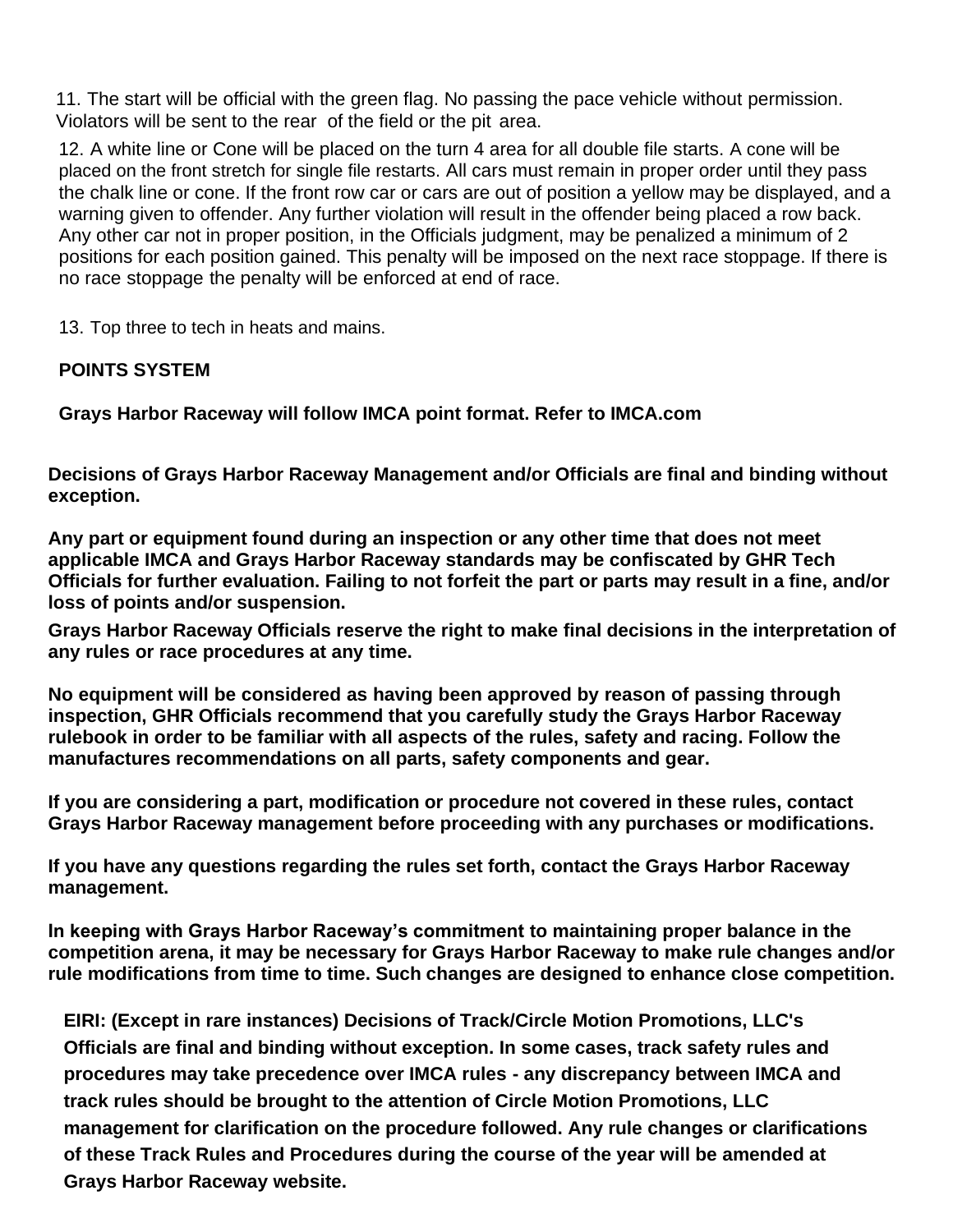11. The start will be official with the green flag. No passing the pace vehicle without permission. Violators will be sent to the rear of the field or the pit area.

12. A white line or Cone will be placed on the turn 4 area for all double file starts. A cone will be placed on the front stretch for single file restarts. All cars must remain in proper order until they pass the chalk line or cone. If the front row car or cars are out of position a yellow may be displayed, and a warning given to offender. Any further violation will result in the offender being placed a row back. Any other car not in proper position, in the Officials judgment, may be penalized a minimum of 2 positions for each position gained. This penalty will be imposed on the next race stoppage. If there is no race stoppage the penalty will be enforced at end of race.

13. Top three to tech in heats and mains.

**POINTS SYSTEM**

**Grays Harbor Raceway will follow IMCA point format. Refer to IMCA.com**

**Decisions of Grays Harbor Raceway Management and/or Officials are final and binding without exception.**

**Any part or equipment found during an inspection or any other time that does not meet applicable IMCA and Grays Harbor Raceway standards may be confiscated by GHR Tech Officials for further evaluation. Failing to not forfeit the part or parts may result in a fine, and/or loss of points and/or suspension.**

**Grays Harbor Raceway Officials reserve the right to make final decisions in the interpretation of any rules or race procedures at any time.**

**No equipment will be considered as having been approved by reason of passing through inspection, GHR Officials recommend that you carefully study the Grays Harbor Raceway rulebook in order to be familiar with all aspects of the rules, safety and racing. Follow the manufactures recommendations on all parts, safety components and gear.**

**If you are considering a part, modification or procedure not covered in these rules, contact Grays Harbor Raceway management before proceeding with any purchases or modifications.**

**If you have any questions regarding the rules set forth, contact the Grays Harbor Raceway management.**

**In keeping with Grays Harbor Raceway's commitment to maintaining proper balance in the competition arena, it may be necessary for Grays Harbor Raceway to make rule changes and/or rule modifications from time to time. Such changes are designed to enhance close competition.**

**EIRI: (Except in rare instances) Decisions of Track/Circle Motion Promotions, LLC's Officials are final and binding without exception. In some cases, track safety rules and procedures may take precedence over IMCA rules - any discrepancy between IMCA and track rules should be brought to the attention of Circle Motion Promotions, LLC management for clarification on the procedure followed. Any rule changes or clarifications of these Track Rules and Procedures during the course of the year will be amended at Grays Harbor Raceway website.**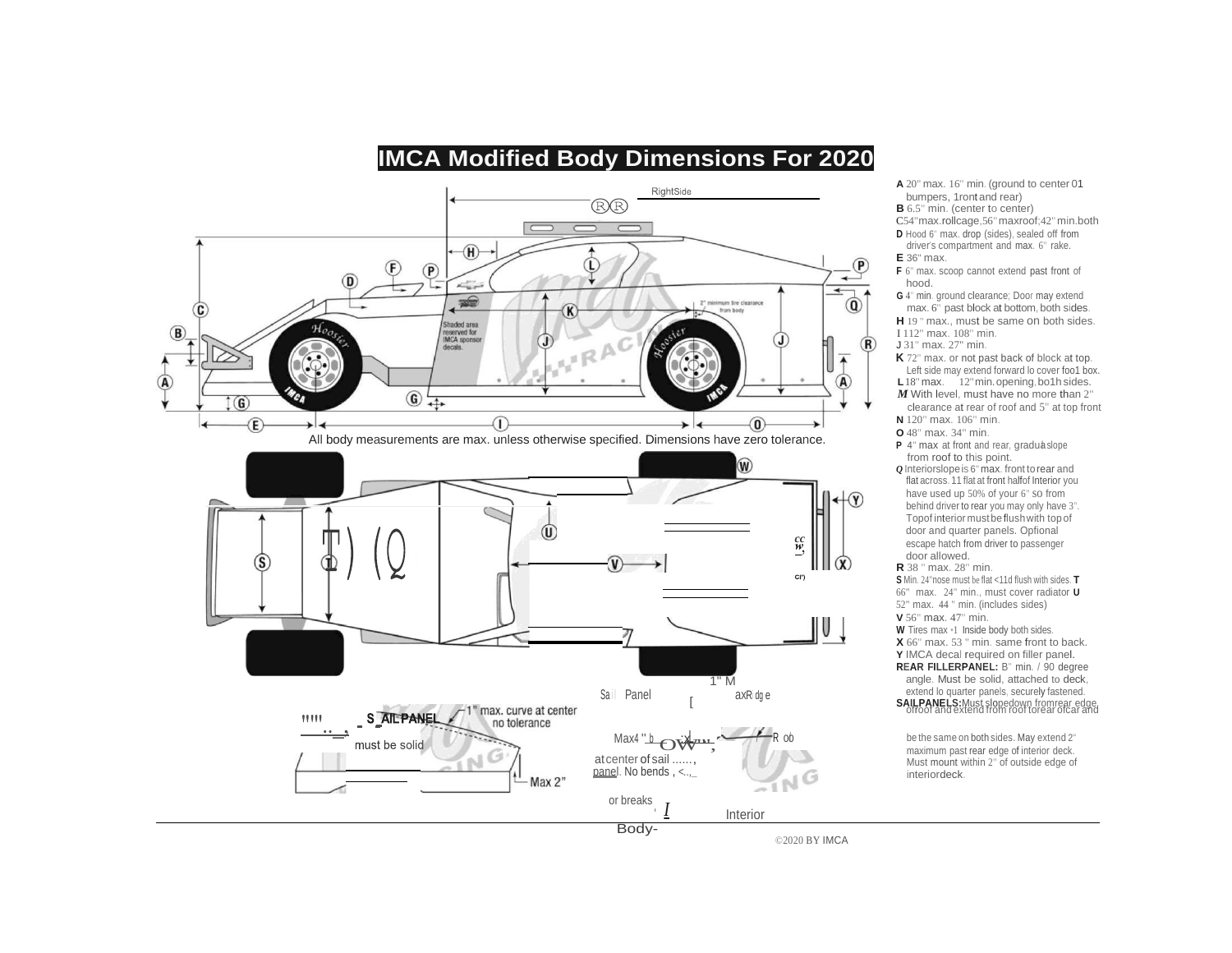# IMCA Modified Body Dimensions For 2020

**A** 20" max. 16" min. (ground to center 01 bumpers, 1ront and rear)
**B** 6.5" min. (center to center)
**C** 54" max. rollcage, 56" max roof; 42" min. both
**D** Hood 6" max. drop (sides), sealed off from driver's compartment and max. 6" rake.
**E** 36" max.
**F** 6" max. scoop cannot extend past front of hood.
**G** 4" min. ground clearance; Door may extend max. 6" past block at bottom, both sides.
**H** 19 " max., must be same on both sides.
**I** 112" max. 108" min.
**J** 31" max. 27" min.
**K** 72" max. or not past back of block at top. Left side may extend forward lo cover foo1 box.
**L** 18" max. 12" min. opening, bo1h sides.
***M*** With level, must have no more than 2" clearance at rear of roof and 5" at top front
**N** 120" max. 106" min.
**O** 48" max. 34" min.
**P** 4" max at front and rear, gradual slope from roof to this point.
***Q*** Interior slope is 6" max. front to rear and flat across. 11 flat at front half of Interior you have used up 50% of your 6" so from behind driver to rear you may only have 3". Top of interior must be flush with top of door and quarter panels. Opfional escape hatch from driver to passenger door allowed.
**R** 38 " max. 28" min.
**S** Min. 24" nose must be flat <11d flush with sides.
**T** 66" max. 24" min., must cover radiator
**U** 52" max. 44 " min. (includes sides)
**V** 56" max. 47" min.
**W** Tires max •1 Inside body both sides.
**X** 66" max. 53 " min. same front to back.
**Y** IMCA decal required on filler panel.
**REAR FILLERPANEL:** B" min. / 90 degree angle. Must be solid, attached to deck, extend lo quarter panels, securely fastened.
**SAILPANELS:** Must slope down from rear edge of roof and extend from roof to rear of car and be the same on both sides. May extend 2" maximum past rear edge of interior deck. Must mount within 2" of outside edge of interior deck.

Right Side

2" minimum tire clearance from body

Shaded area reserved for IMCA sponsor decals.

All body measurements are max. unless otherwise specified. Dimensions have zero tolerance.

SAIL PANEL

must be solid

1" max. curve at center no tolerance

Max 2"

Sail Panel

1" Max Ridge

Max 4" b... Rob

at center of sail panel. No bends, or breaks

Interior

Body

©2020 BY IMCA